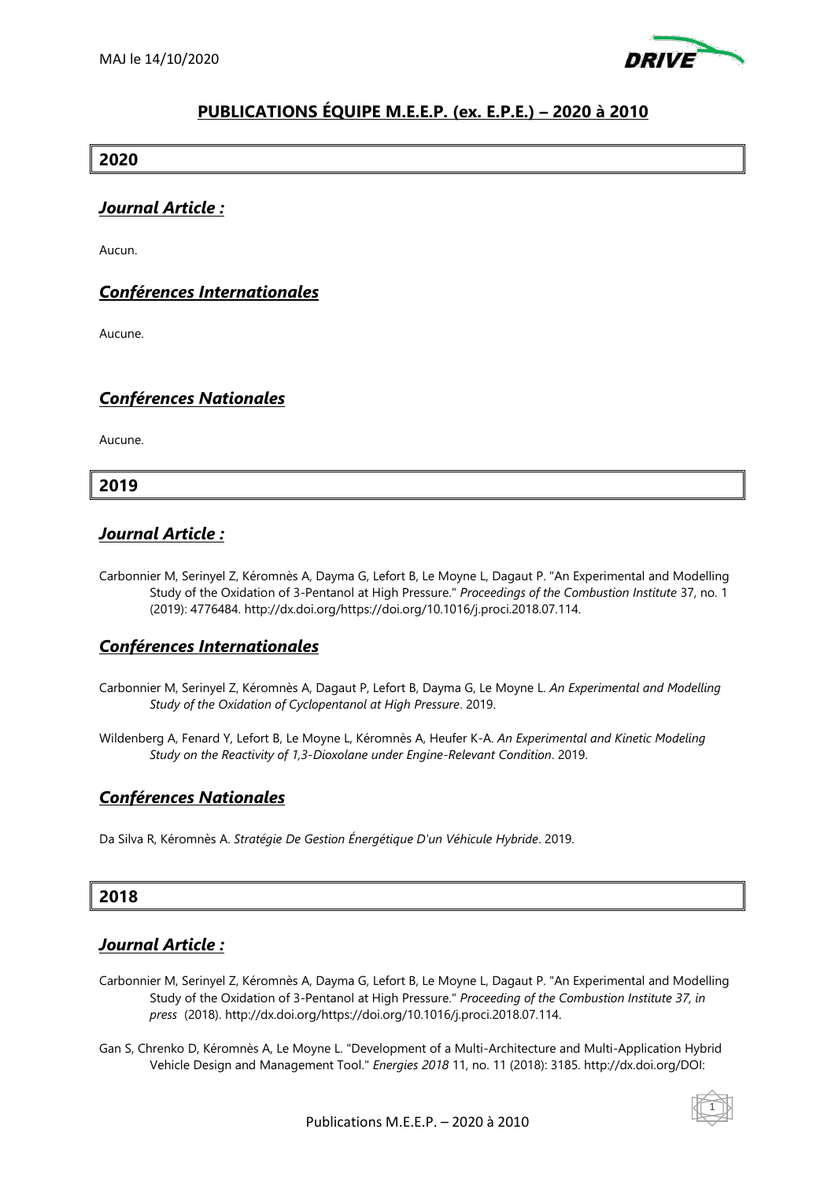MAJ le 14/10/2020

# PUBLICATIONS ÉQUIPE M.E.E.P. (ex. E.P.E.) – 2020 à 2010

## 2020

### *Journal Article :*

Aucun.

### *Conférences Internationales*

Aucune.

### *Conférences Nationales*

Aucune.

## 2019

### *Journal Article :*

Carbonnier M, Serinyel Z, Kéromnès A, Dayma G, Lefort B, Le Moyne L, Dagaut P. "An Experimental and Modelling Study of the Oxidation of 3-Pentanol at High Pressure." *Proceedings of the Combustion Institute* 37, no. 1 (2019): 4776484. http://dx.doi.org/https://doi.org/10.1016/j.proci.2018.07.114.

### *Conférences Internationales*

Carbonnier M, Serinyel Z, Kéromnès A, Dagaut P, Lefort B, Dayma G, Le Moyne L. *An Experimental and Modelling Study of the Oxidation of Cyclopentanol at High Pressure*. 2019.

Wildenberg A, Fenard Y, Lefort B, Le Moyne L, Kéromnès A, Heufer K-A. *An Experimental and Kinetic Modeling Study on the Reactivity of 1,3-Dioxolane under Engine-Relevant Condition*. 2019.

### *Conférences Nationales*

Da Silva R, Kéromnès A. *Stratégie De Gestion Énergétique D'un Véhicule Hybride*. 2019.

## 2018

### *Journal Article :*

Carbonnier M, Serinyel Z, Kéromnès A, Dayma G, Lefort B, Le Moyne L, Dagaut P. "An Experimental and Modelling Study of the Oxidation of 3-Pentanol at High Pressure." *Proceeding of the Combustion Institute 37, in press* (2018). http://dx.doi.org/https://doi.org/10.1016/j.proci.2018.07.114.

Gan S, Chrenko D, Kéromnès A, Le Moyne L. "Development of a Multi-Architecture and Multi-Application Hybrid Vehicle Design and Management Tool." *Energies 2018* 11, no. 11 (2018): 3185. http://dx.doi.org/DOI: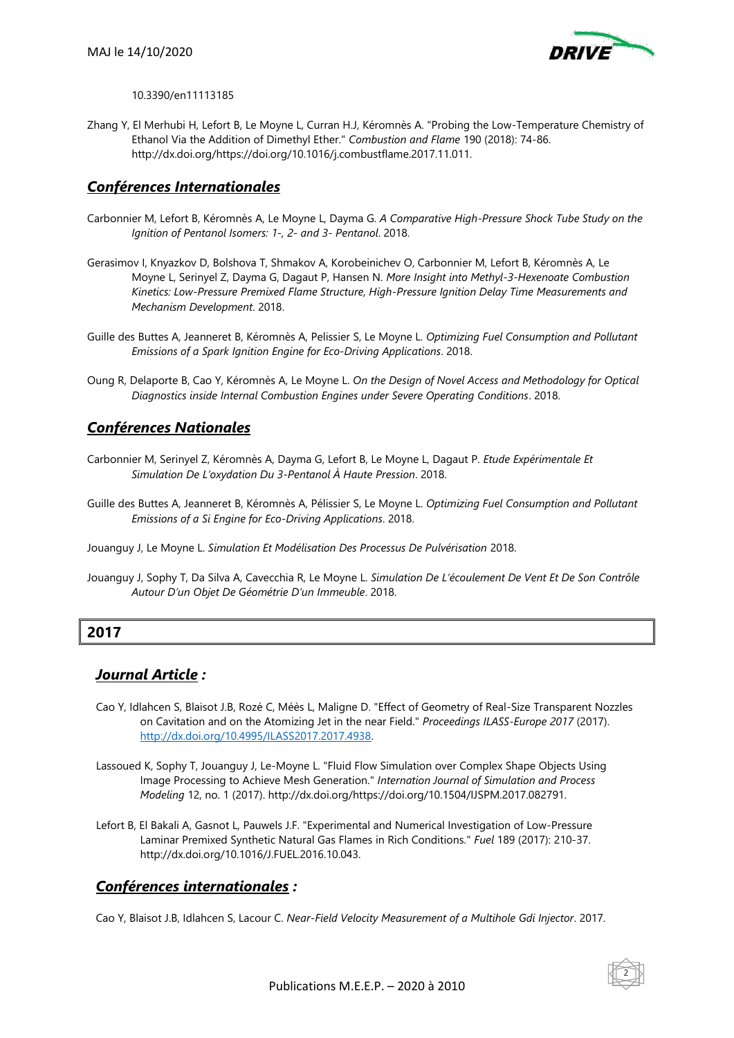10.3390/en11113185

Zhang Y, El Merhubi H, Lefort B, Le Moyne L, Curran H.J, Kéromnès A. "Probing the Low-Temperature Chemistry of Ethanol Via the Addition of Dimethyl Ether." *Combustion and Flame* 190 (2018): 74-86. http://dx.doi.org/https://doi.org/10.1016/j.combustflame.2017.11.011.

## ***Conférences Internationales***

Carbonnier M, Lefort B, Kéromnès A, Le Moyne L, Dayma G. *A Comparative High-Pressure Shock Tube Study on the Ignition of Pentanol Isomers: 1-, 2- and 3- Pentanol*. 2018.

Gerasimov I, Knyazkov D, Bolshova T, Shmakov A, Korobeinichev O, Carbonnier M, Lefort B, Kéromnès A, Le Moyne L, Serinyel Z, Dayma G, Dagaut P, Hansen N. *More Insight into Methyl-3-Hexenoate Combustion Kinetics: Low-Pressure Premixed Flame Structure, High-Pressure Ignition Delay Time Measurements and Mechanism Development*. 2018.

Guille des Buttes A, Jeanneret B, Kéromnès A, Pelissier S, Le Moyne L. *Optimizing Fuel Consumption and Pollutant Emissions of a Spark Ignition Engine for Eco-Driving Applications*. 2018.

Oung R, Delaporte B, Cao Y, Kéromnès A, Le Moyne L. *On the Design of Novel Access and Methodology for Optical Diagnostics inside Internal Combustion Engines under Severe Operating Conditions*. 2018.

## ***Conférences Nationales***

Carbonnier M, Serinyel Z, Kéromnès A, Dayma G, Lefort B, Le Moyne L, Dagaut P. *Etude Expérimentale Et Simulation De L'oxydation Du 3-Pentanol À Haute Pression*. 2018.

Guille des Buttes A, Jeanneret B, Kéromnès A, Pélissier S, Le Moyne L. *Optimizing Fuel Consumption and Pollutant Emissions of a Si Engine for Eco-Driving Applications*. 2018.

Jouanguy J, Le Moyne L. *Simulation Et Modélisation Des Processus De Pulvérisation* 2018.

Jouanguy J, Sophy T, Da Silva A, Cavecchia R, Le Moyne L. *Simulation De L'écoulement De Vent Et De Son Contrôle Autour D'un Objet De Géométrie D'un Immeuble*. 2018.

# 2017

## ***Journal Article :***

Cao Y, Idlahcen S, Blaisot J.B, Rozé C, Méès L, Maligne D. "Effect of Geometry of Real-Size Transparent Nozzles on Cavitation and on the Atomizing Jet in the near Field." *Proceedings ILASS-Europe 2017* (2017). http://dx.doi.org/10.4995/ILASS2017.2017.4938.

Lassoued K, Sophy T, Jouanguy J, Le-Moyne L. "Fluid Flow Simulation over Complex Shape Objects Using Image Processing to Achieve Mesh Generation." *Internation Journal of Simulation and Process Modeling* 12, no. 1 (2017). http://dx.doi.org/https://doi.org/10.1504/IJSPM.2017.082791.

Lefort B, El Bakali A, Gasnot L, Pauwels J.F. "Experimental and Numerical Investigation of Low-Pressure Laminar Premixed Synthetic Natural Gas Flames in Rich Conditions." *Fuel* 189 (2017): 210-37. http://dx.doi.org/10.1016/J.FUEL.2016.10.043.

## ***Conférences internationales :***

Cao Y, Blaisot J.B, Idlahcen S, Lacour C. *Near-Field Velocity Measurement of a Multihole Gdi Injector*. 2017.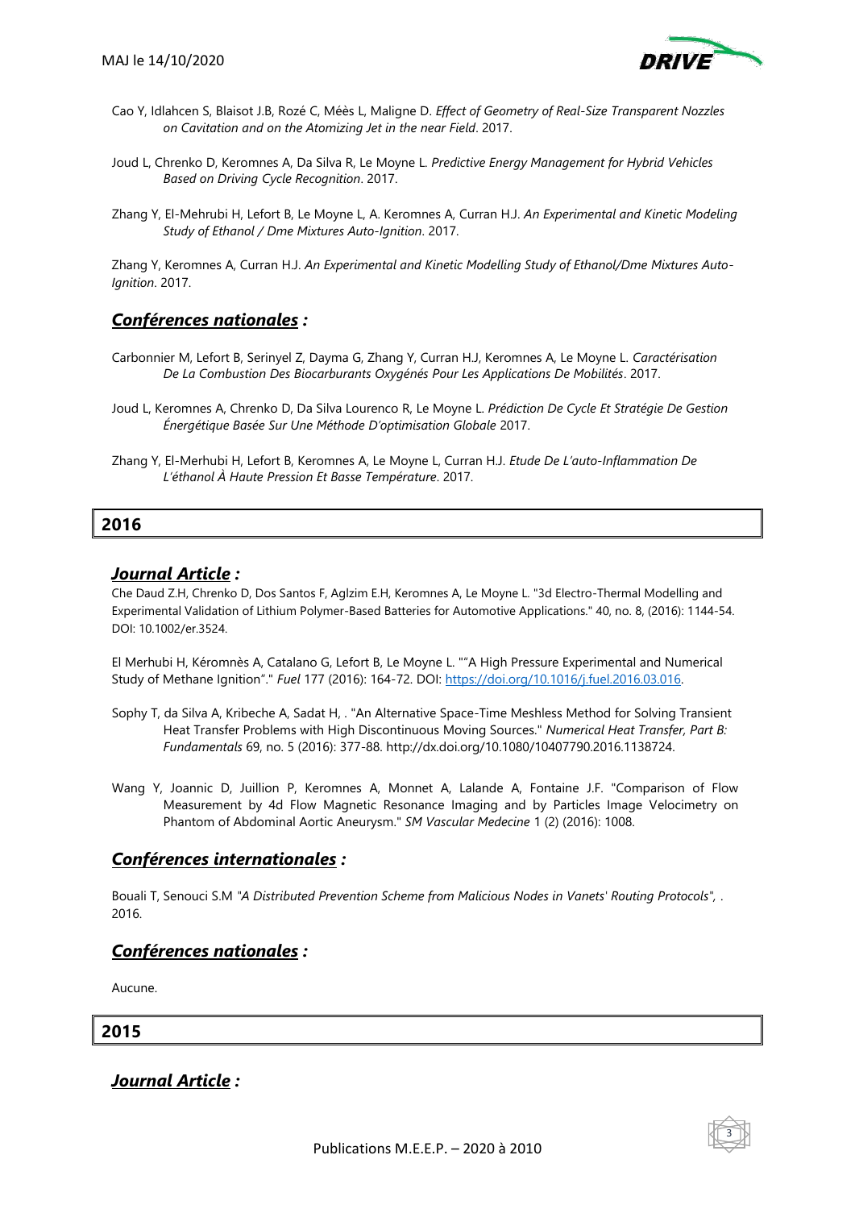Cao Y, Idlahcen S, Blaisot J.B, Rozé C, Méès L, Maligne D. *Effect of Geometry of Real-Size Transparent Nozzles on Cavitation and on the Atomizing Jet in the near Field*. 2017.

Joud L, Chrenko D, Keromnes A, Da Silva R, Le Moyne L. *Predictive Energy Management for Hybrid Vehicles Based on Driving Cycle Recognition*. 2017.

Zhang Y, El-Mehrubi H, Lefort B, Le Moyne L, A. Keromnes A, Curran H.J. *An Experimental and Kinetic Modeling Study of Ethanol / Dme Mixtures Auto-Ignition*. 2017.

Zhang Y, Keromnes A, Curran H.J. *An Experimental and Kinetic Modelling Study of Ethanol/Dme Mixtures Auto-Ignition*. 2017.

## ***Conférences nationales :***

Carbonnier M, Lefort B, Serinyel Z, Dayma G, Zhang Y, Curran H.J, Keromnes A, Le Moyne L. *Caractérisation De La Combustion Des Biocarburants Oxygénés Pour Les Applications De Mobilités*. 2017.

Joud L, Keromnes A, Chrenko D, Da Silva Lourenco R, Le Moyne L. *Prédiction De Cycle Et Stratégie De Gestion Énergétique Basée Sur Une Méthode D'optimisation Globale* 2017.

Zhang Y, El-Merhubi H, Lefort B, Keromnes A, Le Moyne L, Curran H.J. *Etude De L'auto-Inflammation De L'éthanol À Haute Pression Et Basse Température*. 2017.

# 2016

## ***Journal Article :***

Che Daud Z.H, Chrenko D, Dos Santos F, Aglzim E.H, Keromnes A, Le Moyne L. "3d Electro-Thermal Modelling and Experimental Validation of Lithium Polymer-Based Batteries for Automotive Applications." 40, no. 8, (2016): 1144-54. DOI: 10.1002/er.3524.

El Merhubi H, Kéromnès A, Catalano G, Lefort B, Le Moyne L. ""A High Pressure Experimental and Numerical Study of Methane Ignition"." *Fuel* 177 (2016): 164-72. DOI: https://doi.org/10.1016/j.fuel.2016.03.016.

Sophy T, da Silva A, Kribeche A, Sadat H, . "An Alternative Space-Time Meshless Method for Solving Transient Heat Transfer Problems with High Discontinuous Moving Sources." *Numerical Heat Transfer, Part B: Fundamentals* 69, no. 5 (2016): 377-88. http://dx.doi.org/10.1080/10407790.2016.1138724.

Wang Y, Joannic D, Juillion P, Keromnes A, Monnet A, Lalande A, Fontaine J.F. "Comparison of Flow Measurement by 4d Flow Magnetic Resonance Imaging and by Particles Image Velocimetry on Phantom of Abdominal Aortic Aneurysm." *SM Vascular Medecine* 1 (2) (2016): 1008.

## ***Conférences internationales :***

Bouali T, Senouci S.M *"A Distributed Prevention Scheme from Malicious Nodes in Vanets' Routing Protocols",* . 2016.

## ***Conférences nationales :***

Aucune.

# 2015

## ***Journal Article :***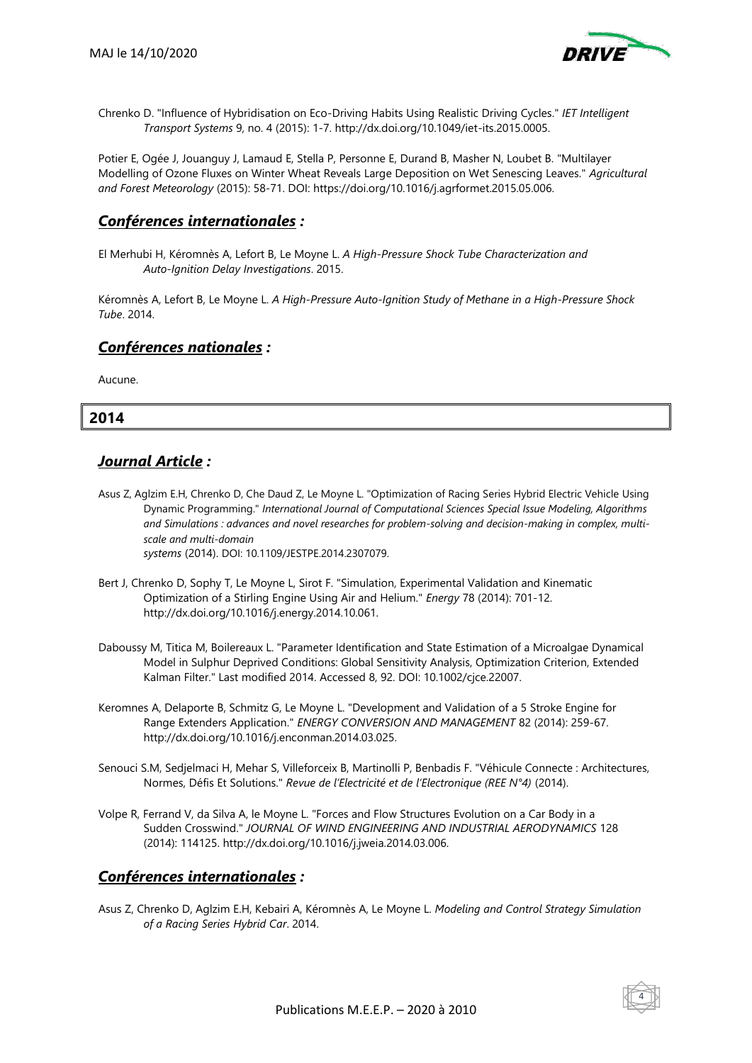Chrenko D. "Influence of Hybridisation on Eco-Driving Habits Using Realistic Driving Cycles." *IET Intelligent Transport Systems* 9, no. 4 (2015): 1-7. http://dx.doi.org/10.1049/iet-its.2015.0005.

Potier E, Ogée J, Jouanguy J, Lamaud E, Stella P, Personne E, Durand B, Masher N, Loubet B. "Multilayer Modelling of Ozone Fluxes on Winter Wheat Reveals Large Deposition on Wet Senescing Leaves." *Agricultural and Forest Meteorology* (2015): 58-71. DOI: https://doi.org/10.1016/j.agrformet.2015.05.006.

## ***Conférences internationales :***

El Merhubi H, Kéromnès A, Lefort B, Le Moyne L. *A High-Pressure Shock Tube Characterization and Auto-Ignition Delay Investigations*. 2015.

Kéromnès A, Lefort B, Le Moyne L. *A High-Pressure Auto-Ignition Study of Methane in a High-Pressure Shock Tube*. 2014.

## ***Conférences nationales :***

Aucune.

# 2014

## ***Journal Article :***

Asus Z, Aglzim E.H, Chrenko D, Che Daud Z, Le Moyne L. "Optimization of Racing Series Hybrid Electric Vehicle Using Dynamic Programming." *International Journal of Computational Sciences Special Issue Modeling, Algorithms and Simulations : advances and novel researches for problem-solving and decision-making in complex, multi-scale and multi-domain systems* (2014). DOI: 10.1109/JESTPE.2014.2307079.

Bert J, Chrenko D, Sophy T, Le Moyne L, Sirot F. "Simulation, Experimental Validation and Kinematic Optimization of a Stirling Engine Using Air and Helium." *Energy* 78 (2014): 701-12. http://dx.doi.org/10.1016/j.energy.2014.10.061.

Daboussy M, Titica M, Boilereaux L. "Parameter Identification and State Estimation of a Microalgae Dynamical Model in Sulphur Deprived Conditions: Global Sensitivity Analysis, Optimization Criterion, Extended Kalman Filter." Last modified 2014. Accessed 8, 92. DOI: 10.1002/cjce.22007.

Keromnes A, Delaporte B, Schmitz G, Le Moyne L. "Development and Validation of a 5 Stroke Engine for Range Extenders Application." *ENERGY CONVERSION AND MANAGEMENT* 82 (2014): 259-67. http://dx.doi.org/10.1016/j.enconman.2014.03.025.

Senouci S.M, Sedjelmaci H, Mehar S, Villeforceix B, Martinolli P, Benbadis F. "Véhicule Connecte : Architectures, Normes, Défis Et Solutions." *Revue de l'Electricité et de l'Electronique (REE N°4)* (2014).

Volpe R, Ferrand V, da Silva A, le Moyne L. "Forces and Flow Structures Evolution on a Car Body in a Sudden Crosswind." *JOURNAL OF WIND ENGINEERING AND INDUSTRIAL AERODYNAMICS* 128 (2014): 114125. http://dx.doi.org/10.1016/j.jweia.2014.03.006.

## ***Conférences internationales :***

Asus Z, Chrenko D, Aglzim E.H, Kebairi A, Kéromnès A, Le Moyne L. *Modeling and Control Strategy Simulation of a Racing Series Hybrid Car*. 2014.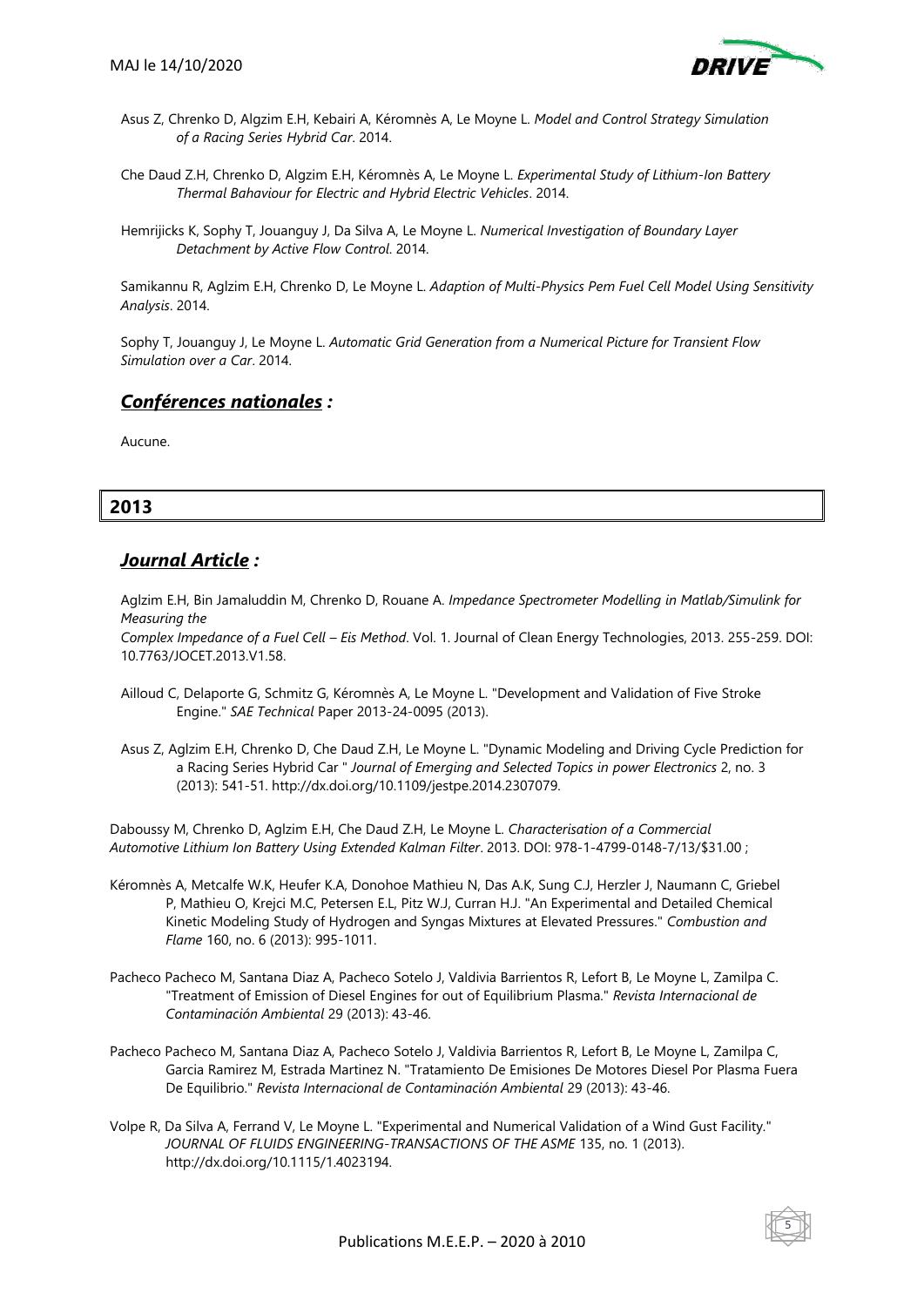Asus Z, Chrenko D, Algzim E.H, Kebairi A, Kéromnès A, Le Moyne L. *Model and Control Strategy Simulation of a Racing Series Hybrid Car*. 2014.

Che Daud Z.H, Chrenko D, Algzim E.H, Kéromnès A, Le Moyne L. *Experimental Study of Lithium-Ion Battery Thermal Bahaviour for Electric and Hybrid Electric Vehicles*. 2014.

Hemrijicks K, Sophy T, Jouanguy J, Da Silva A, Le Moyne L. *Numerical Investigation of Boundary Layer Detachment by Active Flow Control*. 2014.

Samikannu R, Aglzim E.H, Chrenko D, Le Moyne L. *Adaption of Multi-Physics Pem Fuel Cell Model Using Sensitivity Analysis*. 2014.

Sophy T, Jouanguy J, Le Moyne L. *Automatic Grid Generation from a Numerical Picture for Transient Flow Simulation over a Car*. 2014.

## ***Conférences nationales :***

Aucune.

# 2013

## ***Journal Article :***

Aglzim E.H, Bin Jamaluddin M, Chrenko D, Rouane A. *Impedance Spectrometer Modelling in Matlab/Simulink for Measuring the Complex Impedance of a Fuel Cell – Eis Method*. Vol. 1. Journal of Clean Energy Technologies, 2013. 255-259. DOI: 10.7763/JOCET.2013.V1.58.

Ailloud C, Delaporte G, Schmitz G, Kéromnès A, Le Moyne L. "Development and Validation of Five Stroke Engine." *SAE Technical* Paper 2013-24-0095 (2013).

Asus Z, Aglzim E.H, Chrenko D, Che Daud Z.H, Le Moyne L. "Dynamic Modeling and Driving Cycle Prediction for a Racing Series Hybrid Car " *Journal of Emerging and Selected Topics in power Electronics* 2, no. 3 (2013): 541-51. http://dx.doi.org/10.1109/jestpe.2014.2307079.

Daboussy M, Chrenko D, Aglzim E.H, Che Daud Z.H, Le Moyne L. *Characterisation of a Commercial Automotive Lithium Ion Battery Using Extended Kalman Filter*. 2013. DOI: 978-1-4799-0148-7/13/$31.00 ;

Kéromnès A, Metcalfe W.K, Heufer K.A, Donohoe Mathieu N, Das A.K, Sung C.J, Herzler J, Naumann C, Griebel P, Mathieu O, Krejci M.C, Petersen E.L, Pitz W.J, Curran H.J. "An Experimental and Detailed Chemical Kinetic Modeling Study of Hydrogen and Syngas Mixtures at Elevated Pressures." *Combustion and Flame* 160, no. 6 (2013): 995-1011.

Pacheco Pacheco M, Santana Diaz A, Pacheco Sotelo J, Valdivia Barrientos R, Lefort B, Le Moyne L, Zamilpa C. "Treatment of Emission of Diesel Engines for out of Equilibrium Plasma." *Revista Internacional de Contaminación Ambiental* 29 (2013): 43-46.

Pacheco Pacheco M, Santana Diaz A, Pacheco Sotelo J, Valdivia Barrientos R, Lefort B, Le Moyne L, Zamilpa C, Garcia Ramirez M, Estrada Martinez N. "Tratamiento De Emisiones De Motores Diesel Por Plasma Fuera De Equilibrio." *Revista Internacional de Contaminación Ambiental* 29 (2013): 43-46.

Volpe R, Da Silva A, Ferrand V, Le Moyne L. "Experimental and Numerical Validation of a Wind Gust Facility." *JOURNAL OF FLUIDS ENGINEERING-TRANSACTIONS OF THE ASME* 135, no. 1 (2013). http://dx.doi.org/10.1115/1.4023194.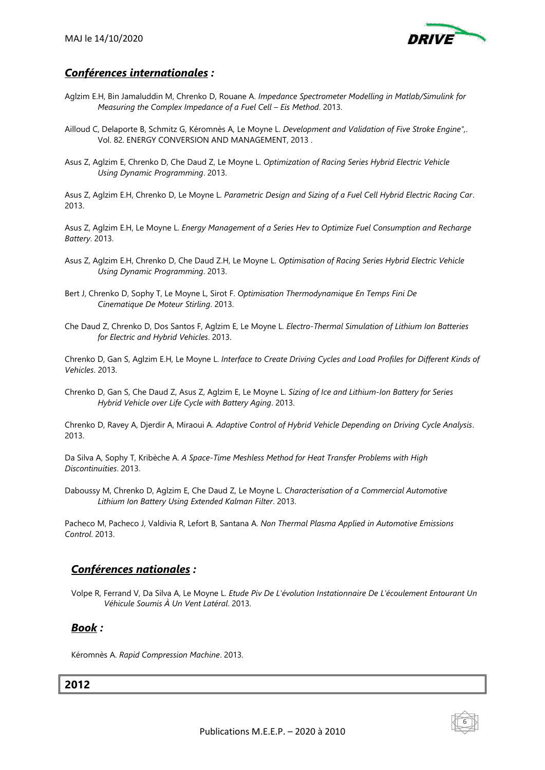## ***Conférences internationales :***

Aglzim E.H, Bin Jamaluddin M, Chrenko D, Rouane A. *Impedance Spectrometer Modelling in Matlab/Simulink for Measuring the Complex Impedance of a Fuel Cell – Eis Method*. 2013.

Ailloud C, Delaporte B, Schmitz G, Kéromnès A, Le Moyne L. *Development and Validation of Five Stroke Engine",*. Vol. 82. ENERGY CONVERSION AND MANAGEMENT, 2013 .

Asus Z, Aglzim E, Chrenko D, Che Daud Z, Le Moyne L. *Optimization of Racing Series Hybrid Electric Vehicle Using Dynamic Programming*. 2013.

Asus Z, Aglzim E.H, Chrenko D, Le Moyne L. *Parametric Design and Sizing of a Fuel Cell Hybrid Electric Racing Car*. 2013.

Asus Z, Aglzim E.H, Le Moyne L. *Energy Management of a Series Hev to Optimize Fuel Consumption and Recharge Battery*. 2013.

Asus Z, Aglzim E.H, Chrenko D, Che Daud Z.H, Le Moyne L. *Optimisation of Racing Series Hybrid Electric Vehicle Using Dynamic Programming*. 2013.

Bert J, Chrenko D, Sophy T, Le Moyne L, Sirot F. *Optimisation Thermodynamique En Temps Fini De Cinematique De Moteur Stirling*. 2013.

Che Daud Z, Chrenko D, Dos Santos F, Aglzim E, Le Moyne L. *Electro-Thermal Simulation of Lithium Ion Batteries for Electric and Hybrid Vehicles*. 2013.

Chrenko D, Gan S, Aglzim E.H, Le Moyne L. *Interface to Create Driving Cycles and Load Profiles for Different Kinds of Vehicles*. 2013.

Chrenko D, Gan S, Che Daud Z, Asus Z, Aglzim E, Le Moyne L. *Sizing of Ice and Lithium-Ion Battery for Series Hybrid Vehicle over Life Cycle with Battery Aging*. 2013.

Chrenko D, Ravey A, Djerdir A, Miraoui A. *Adaptive Control of Hybrid Vehicle Depending on Driving Cycle Analysis*. 2013.

Da Silva A, Sophy T, Kribèche A. *A Space-Time Meshless Method for Heat Transfer Problems with High Discontinuities*. 2013.

Daboussy M, Chrenko D, Aglzim E, Che Daud Z, Le Moyne L. *Characterisation of a Commercial Automotive Lithium Ion Battery Using Extended Kalman Filter*. 2013.

Pacheco M, Pacheco J, Valdivia R, Lefort B, Santana A. *Non Thermal Plasma Applied in Automotive Emissions Control*. 2013.

## ***Conférences nationales :***

Volpe R, Ferrand V, Da Silva A, Le Moyne L. *Etude Piv De L'évolution Instationnaire De L'écoulement Entourant Un Véhicule Soumis À Un Vent Latéral*. 2013.

## ***Book :***

Kéromnès A. *Rapid Compression Machine*. 2013.

# 2012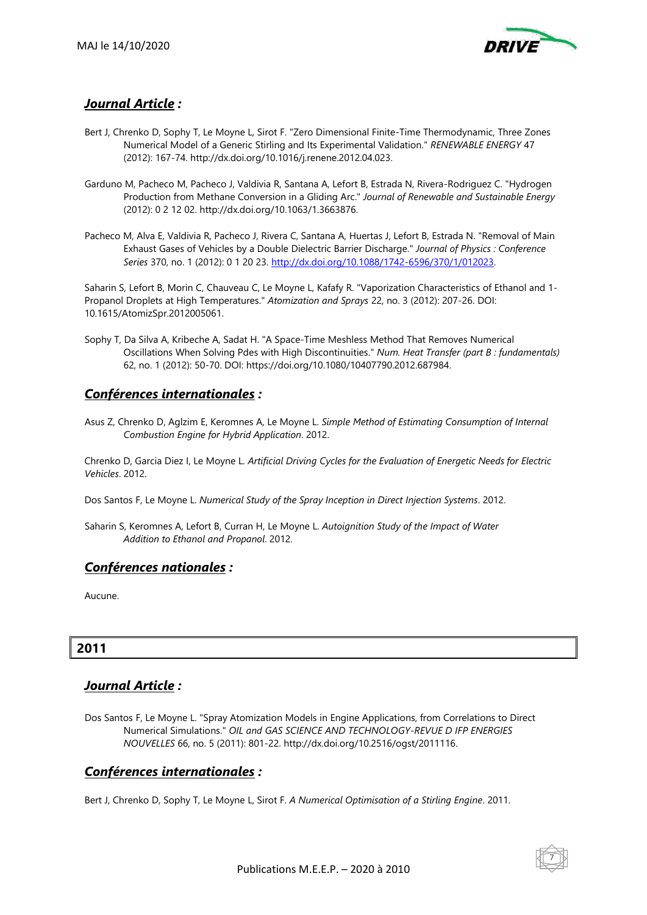## ***Journal Article :***

Bert J, Chrenko D, Sophy T, Le Moyne L, Sirot F. "Zero Dimensional Finite-Time Thermodynamic, Three Zones Numerical Model of a Generic Stirling and Its Experimental Validation." *RENEWABLE ENERGY* 47 (2012): 167-74. http://dx.doi.org/10.1016/j.renene.2012.04.023.

Garduno M, Pacheco M, Pacheco J, Valdivia R, Santana A, Lefort B, Estrada N, Rivera-Rodriguez C. "Hydrogen Production from Methane Conversion in a Gliding Arc." *Journal of Renewable and Sustainable Energy* (2012): 0 2 12 02. http://dx.doi.org/10.1063/1.3663876.

Pacheco M, Alva E, Valdivia R, Pacheco J, Rivera C, Santana A, Huertas J, Lefort B, Estrada N. "Removal of Main Exhaust Gases of Vehicles by a Double Dielectric Barrier Discharge." *Journal of Physics : Conference Series* 370, no. 1 (2012): 0 1 20 23. http://dx.doi.org/10.1088/1742-6596/370/1/012023.

Saharin S, Lefort B, Morin C, Chauveau C, Le Moyne L, Kafafy R. "Vaporization Characteristics of Ethanol and 1-Propanol Droplets at High Temperatures." *Atomization and Sprays* 22, no. 3 (2012): 207-26. DOI: 10.1615/AtomizSpr.2012005061.

Sophy T, Da Silva A, Kribeche A, Sadat H. "A Space-Time Meshless Method That Removes Numerical Oscillations When Solving Pdes with High Discontinuities." *Num. Heat Transfer (part B : fundamentals)* 62, no. 1 (2012): 50-70. DOI: https://doi.org/10.1080/10407790.2012.687984.

## ***Conférences internationales :***

Asus Z, Chrenko D, Aglzim E, Keromnes A, Le Moyne L. *Simple Method of Estimating Consumption of Internal Combustion Engine for Hybrid Application*. 2012.

Chrenko D, Garcia Diez I, Le Moyne L. *Artificial Driving Cycles for the Evaluation of Energetic Needs for Electric Vehicles*. 2012.

Dos Santos F, Le Moyne L. *Numerical Study of the Spray Inception in Direct Injection Systems*. 2012.

Saharin S, Keromnes A, Lefort B, Curran H, Le Moyne L. *Autoignition Study of the Impact of Water Addition to Ethanol and Propanol*. 2012.

## ***Conférences nationales :***

Aucune.

# 2011

## ***Journal Article :***

Dos Santos F, Le Moyne L. "Spray Atomization Models in Engine Applications, from Correlations to Direct Numerical Simulations." *OIL and GAS SCIENCE AND TECHNOLOGY-REVUE D IFP ENERGIES NOUVELLES* 66, no. 5 (2011): 801-22. http://dx.doi.org/10.2516/ogst/2011116.

## ***Conférences internationales :***

Bert J, Chrenko D, Sophy T, Le Moyne L, Sirot F. *A Numerical Optimisation of a Stirling Engine*. 2011.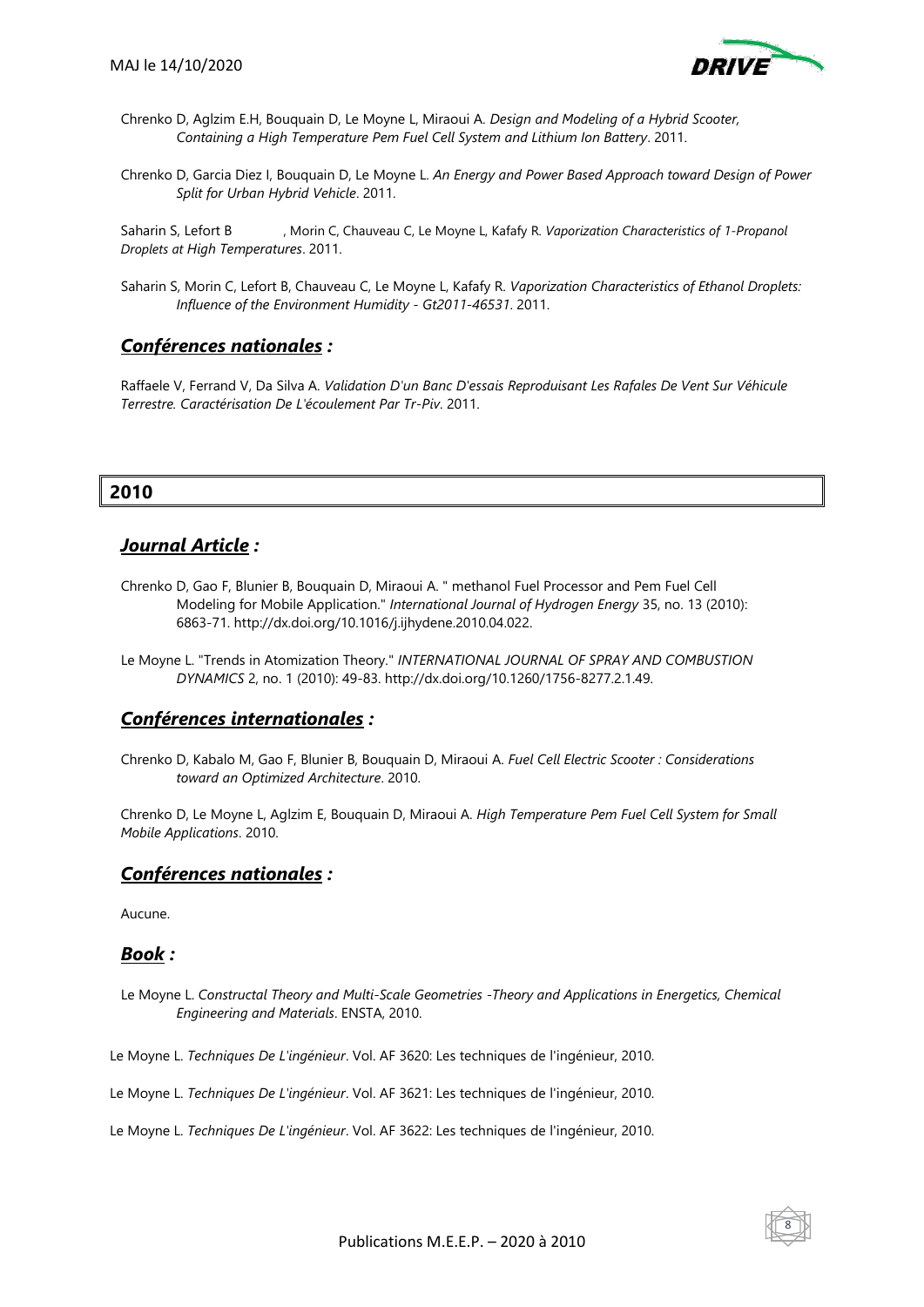Chrenko D, Aglzim E.H, Bouquain D, Le Moyne L, Miraoui A. *Design and Modeling of a Hybrid Scooter, Containing a High Temperature Pem Fuel Cell System and Lithium Ion Battery*. 2011.

Chrenko D, Garcia Diez I, Bouquain D, Le Moyne L. *An Energy and Power Based Approach toward Design of Power Split for Urban Hybrid Vehicle*. 2011.

Saharin S, Lefort B , Morin C, Chauveau C, Le Moyne L, Kafafy R. *Vaporization Characteristics of 1-Propanol Droplets at High Temperatures*. 2011.

Saharin S, Morin C, Lefort B, Chauveau C, Le Moyne L, Kafafy R. *Vaporization Characteristics of Ethanol Droplets: Influence of the Environment Humidity - Gt2011-46531*. 2011.

### ***Conférences nationales :***

Raffaele V, Ferrand V, Da Silva A. *Validation D'un Banc D'essais Reproduisant Les Rafales De Vent Sur Véhicule Terrestre. Caractérisation De L'écoulement Par Tr-Piv*. 2011.

## 2010

### ***Journal Article :***

Chrenko D, Gao F, Blunier B, Bouquain D, Miraoui A. " methanol Fuel Processor and Pem Fuel Cell Modeling for Mobile Application." *International Journal of Hydrogen Energy* 35, no. 13 (2010): 6863-71. http://dx.doi.org/10.1016/j.ijhydene.2010.04.022.

Le Moyne L. "Trends in Atomization Theory." *INTERNATIONAL JOURNAL OF SPRAY AND COMBUSTION DYNAMICS* 2, no. 1 (2010): 49-83. http://dx.doi.org/10.1260/1756-8277.2.1.49.

### ***Conférences internationales :***

Chrenko D, Kabalo M, Gao F, Blunier B, Bouquain D, Miraoui A. *Fuel Cell Electric Scooter : Considerations toward an Optimized Architecture*. 2010.

Chrenko D, Le Moyne L, Aglzim E, Bouquain D, Miraoui A. *High Temperature Pem Fuel Cell System for Small Mobile Applications*. 2010.

### ***Conférences nationales :***

Aucune.

### ***Book :***

Le Moyne L. *Constructal Theory and Multi-Scale Geometries -Theory and Applications in Energetics, Chemical Engineering and Materials*. ENSTA, 2010.

Le Moyne L. *Techniques De L'ingénieur*. Vol. AF 3620: Les techniques de l'ingénieur, 2010.

Le Moyne L. *Techniques De L'ingénieur*. Vol. AF 3621: Les techniques de l'ingénieur, 2010.

Le Moyne L. *Techniques De L'ingénieur*. Vol. AF 3622: Les techniques de l'ingénieur, 2010.